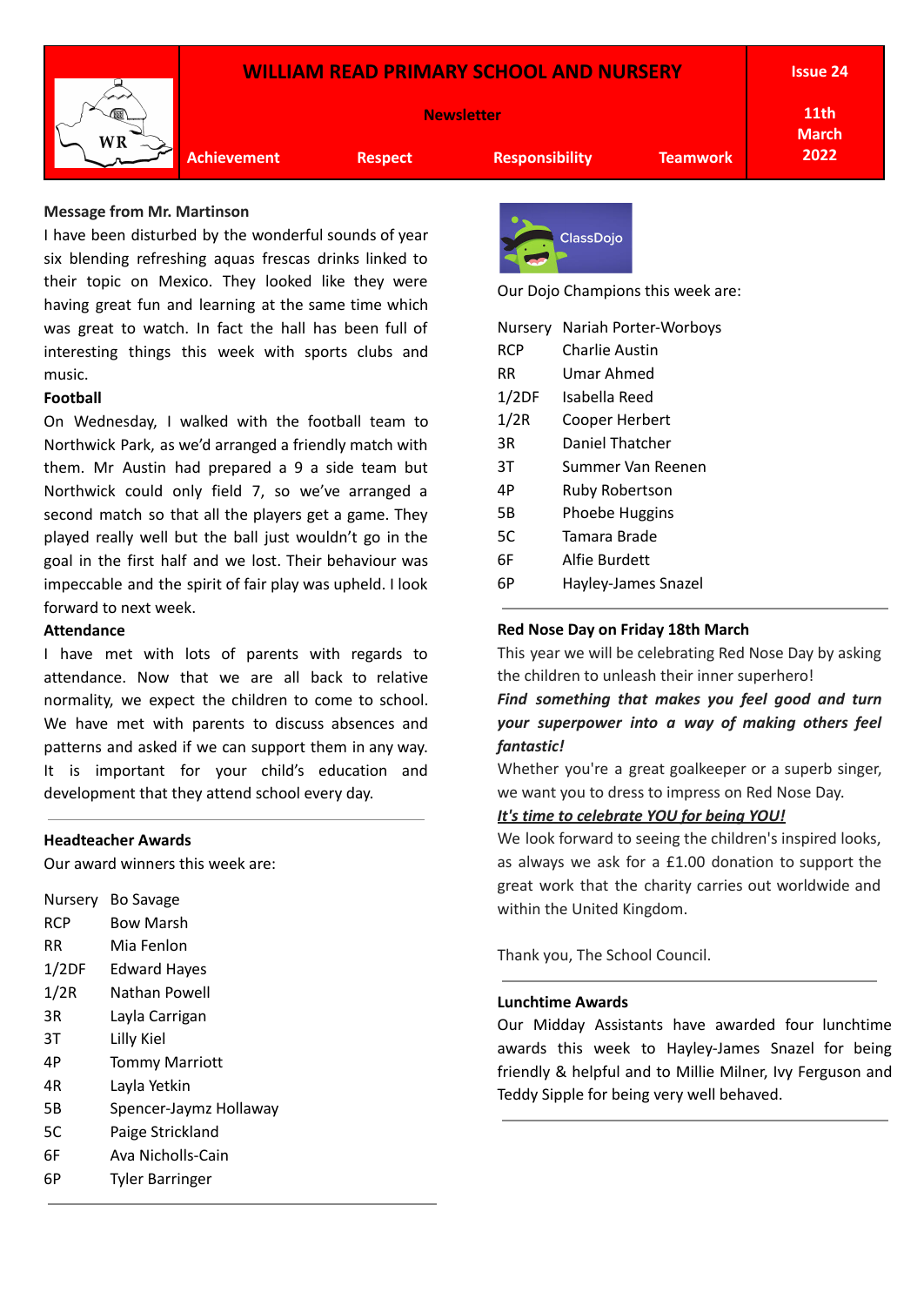# WILLIAM READ PRIMARY SCHOOL AND NURSERY

**Newsletter**

**Achievement** | **Respect** | **Responsibility** | **Teamwork**

**Issue 24**

**11th March 2022**

**Message from Mr. Martinson**

I have been disturbed by the wonderful sounds of year six blending refreshing aquas frescas drinks linked to their topic on Mexico. They looked like they were having great fun and learning at the same time which was great to watch. In fact the hall has been full of interesting things this week with sports clubs and music.

**Football**

On Wednesday, I walked with the football team to Northwick Park, as we'd arranged a friendly match with them. Mr Austin had prepared a 9 a side team but Northwick could only field 7, so we've arranged a second match so that all the players get a game. They played really well but the ball just wouldn't go in the goal in the first half and we lost. Their behaviour was impeccable and the spirit of fair play was upheld. I look forward to next week.

**Attendance**

I have met with lots of parents with regards to attendance. Now that we are all back to relative normality, we expect the children to come to school. We have met with parents to discuss absences and patterns and asked if we can support them in any way. It is important for your child's education and development that they attend school every day.

---

**Headteacher Awards**

Our award winners this week are:

| | |
|---|---|
| Nursery | Bo Savage |
| RCP | Bow Marsh |
| RR | Mia Fenlon |
| 1/2DF | Edward Hayes |
| 1/2R | Nathan Powell |
| 3R | Layla Carrigan |
| 3T | Lilly Kiel |
| 4P | Tommy Marriott |
| 4R | Layla Yetkin |
| 5B | Spencer-Jaymz Hollaway |
| 5C | Paige Strickland |
| 6F | Ava Nicholls-Cain |
| 6P | Tyler Barringer |

---

ClassDojo

Our Dojo Champions this week are:

| | |
|---|---|
| Nursery | Nariah Porter-Worboys |
| RCP | Charlie Austin |
| RR | Umar Ahmed |
| 1/2DF | Isabella Reed |
| 1/2R | Cooper Herbert |
| 3R | Daniel Thatcher |
| 3T | Summer Van Reenen |
| 4P | Ruby Robertson |
| 5B | Phoebe Huggins |
| 5C | Tamara Brade |
| 6F | Alfie Burdett |
| 6P | Hayley-James Snazel |

---

**Red Nose Day on Friday 18th March**

This year we will be celebrating Red Nose Day by asking the children to unleash their inner superhero!

***Find something that makes you feel good and turn your superpower into a way of making others feel fantastic!***

Whether you're a great goalkeeper or a superb singer, we want you to dress to impress on Red Nose Day.

***It's time to celebrate YOU for being YOU!***

We look forward to seeing the children's inspired looks, as always we ask for a £1.00 donation to support the great work that the charity carries out worldwide and within the United Kingdom.

Thank you, The School Council.

---

**Lunchtime Awards**

Our Midday Assistants have awarded four lunchtime awards this week to Hayley-James Snazel for being friendly & helpful and to Millie Milner, Ivy Ferguson and Teddy Sipple for being very well behaved.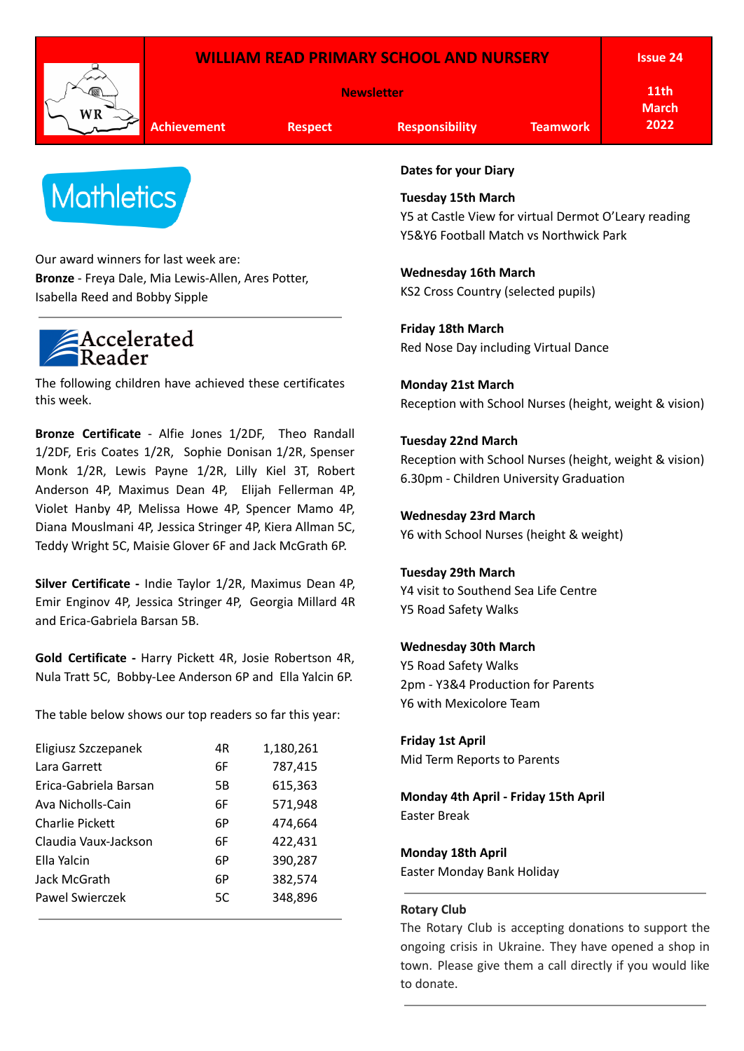# WILLIAM READ PRIMARY SCHOOL AND NURSERY

Newsletter

Issue 24

11th March 2022

Achievement | Respect | Responsibility | Teamwork

## Mathletics

Our award winners for last week are:

**Bronze** - Freya Dale, Mia Lewis-Allen, Ares Potter, Isabella Reed and Bobby Sipple

## Accelerated Reader

The following children have achieved these certificates this week.

**Bronze Certificate** - Alfie Jones 1/2DF, Theo Randall 1/2DF, Eris Coates 1/2R, Sophie Donisan 1/2R, Spenser Monk 1/2R, Lewis Payne 1/2R, Lilly Kiel 3T, Robert Anderson 4P, Maximus Dean 4P, Elijah Fellerman 4P, Violet Hanby 4P, Melissa Howe 4P, Spencer Mamo 4P, Diana Mouslmani 4P, Jessica Stringer 4P, Kiera Allman 5C, Teddy Wright 5C, Maisie Glover 6F and Jack McGrath 6P.

**Silver Certificate -** Indie Taylor 1/2R, Maximus Dean 4P, Emir Enginov 4P, Jessica Stringer 4P, Georgia Millard 4R and Erica-Gabriela Barsan 5B.

**Gold Certificate -** Harry Pickett 4R, Josie Robertson 4R, Nula Tratt 5C, Bobby-Lee Anderson 6P and Ella Yalcin 6P.

The table below shows our top readers so far this year:

| | | |
|---|---|---|
| Eligiusz Szczepanek | 4R | 1,180,261 |
| Lara Garrett | 6F | 787,415 |
| Erica-Gabriela Barsan | 5B | 615,363 |
| Ava Nicholls-Cain | 6F | 571,948 |
| Charlie Pickett | 6P | 474,664 |
| Claudia Vaux-Jackson | 6F | 422,431 |
| Ella Yalcin | 6P | 390,287 |
| Jack McGrath | 6P | 382,574 |
| Pawel Swierczek | 5C | 348,896 |

## Dates for your Diary

**Tuesday 15th March**
Y5 at Castle View for virtual Dermot O'Leary reading
Y5&Y6 Football Match vs Northwick Park

**Wednesday 16th March**
KS2 Cross Country (selected pupils)

**Friday 18th March**
Red Nose Day including Virtual Dance

**Monday 21st March**
Reception with School Nurses (height, weight & vision)

**Tuesday 22nd March**
Reception with School Nurses (height, weight & vision)
6.30pm - Children University Graduation

**Wednesday 23rd March**
Y6 with School Nurses (height & weight)

**Tuesday 29th March**
Y4 visit to Southend Sea Life Centre
Y5 Road Safety Walks

**Wednesday 30th March**
Y5 Road Safety Walks
2pm - Y3&4 Production for Parents
Y6 with Mexicolore Team

**Friday 1st April**
Mid Term Reports to Parents

**Monday 4th April - Friday 15th April**
Easter Break

**Monday 18th April**
Easter Monday Bank Holiday

## Rotary Club

The Rotary Club is accepting donations to support the ongoing crisis in Ukraine. They have opened a shop in town. Please give them a call directly if you would like to donate.